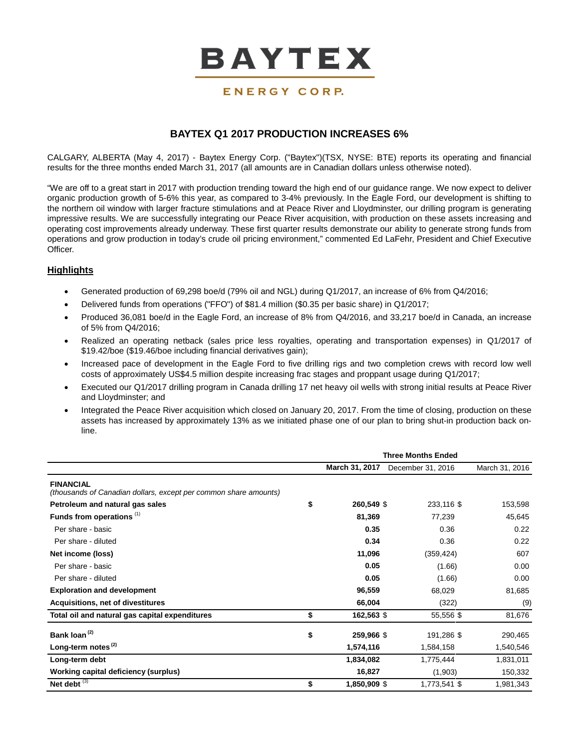# BAYTEX

ENERGY CORP.

## BAYTEX Q1 2017 PRODUCTION INCREASES 6%

CALGARY, ALBERTA (May 4, 2017) - Baytex Energy Corp. ("Baytex")(TSX, NYSE: BTE) reports its operating and financial results for the three months ended March 31, 2017 (all amounts are in Canadian dollars unless otherwise noted).

"We are off to a great start in 2017 with production trending toward the high end of our guidance range. We now expect to deliver organic production growth of 5-6% this year, as compared to 3-4% previously. In the Eagle Ford, our development is shifting to the northern oil window with larger fracture stimulations and at Peace River and Lloydminster, our drilling program is generating impressive results. We are successfully integrating our Peace River acquisition, with production on these assets increasing and operating cost improvements already underway. These first quarter results demonstrate our ability to generate strong funds from operations and grow production in today's crude oil pricing environment," commented Ed LaFehr, President and Chief Executive Officer.

### Highlights

- Generated production of 69,298 boe/d (79% oil and NGL) during Q1/2017, an increase of 6% from Q4/2016;
- Delivered funds from operations ("FFO") of $81.4 million ($0.35 per basic share) in Q1/2017;
- Produced 36,081 boe/d in the Eagle Ford, an increase of 8% from Q4/2016, and 33,217 boe/d in Canada, an increase of 5% from Q4/2016;
- Realized an operating netback (sales price less royalties, operating and transportation expenses) in Q1/2017 of $19.42/boe ($19.46/boe including financial derivatives gain);
- Increased pace of development in the Eagle Ford to five drilling rigs and two completion crews with record low well costs of approximately US$4.5 million despite increasing frac stages and proppant usage during Q1/2017;
- Executed our Q1/2017 drilling program in Canada drilling 17 net heavy oil wells with strong initial results at Peace River and Lloydminster; and
- Integrated the Peace River acquisition which closed on January 20, 2017. From the time of closing, production on these assets has increased by approximately 13% as we initiated phase one of our plan to bring shut-in production back on-line.

| | | Three Months Ended | | |
|---|---|---|---|---|
| | | **March 31, 2017** | December 31, 2016 | March 31, 2016 |
| **FINANCIAL**<br>*(thousands of Canadian dollars, except per common share amounts)* | | | | |
| **Petroleum and natural gas sales** | $ | **260,549** | $ 233,116 | $ 153,598 |
| **Funds from operations** [1] | | **81,369** | 77,239 | 45,645 |
| Per share - basic | | **0.35** | 0.36 | 0.22 |
| Per share - diluted | | **0.34** | 0.36 | 0.22 |
| **Net income (loss)** | | **11,096** | (359,424) | 607 |
| Per share - basic | | **0.05** | (1.66) | 0.00 |
| Per share - diluted | | **0.05** | (1.66) | 0.00 |
| **Exploration and development** | | **96,559** | 68,029 | 81,685 |
| **Acquisitions, net of divestitures** | | **66,004** | (322) | (9) |
| **Total oil and natural gas capital expenditures** | $ | **162,563** | $ 55,556 | $ 81,676 |
| **Bank loan** [2] | $ | **259,966** | $ 191,286 | $ 290,465 |
| **Long-term notes** [2] | | **1,574,116** | 1,584,158 | 1,540,546 |
| **Long-term debt** | | **1,834,082** | 1,775,444 | 1,831,011 |
| **Working capital deficiency (surplus)** | | **16,827** | (1,903) | 150,332 |
| **Net debt** [3] | $ | **1,850,909** | $ 1,773,541 | $ 1,981,343 |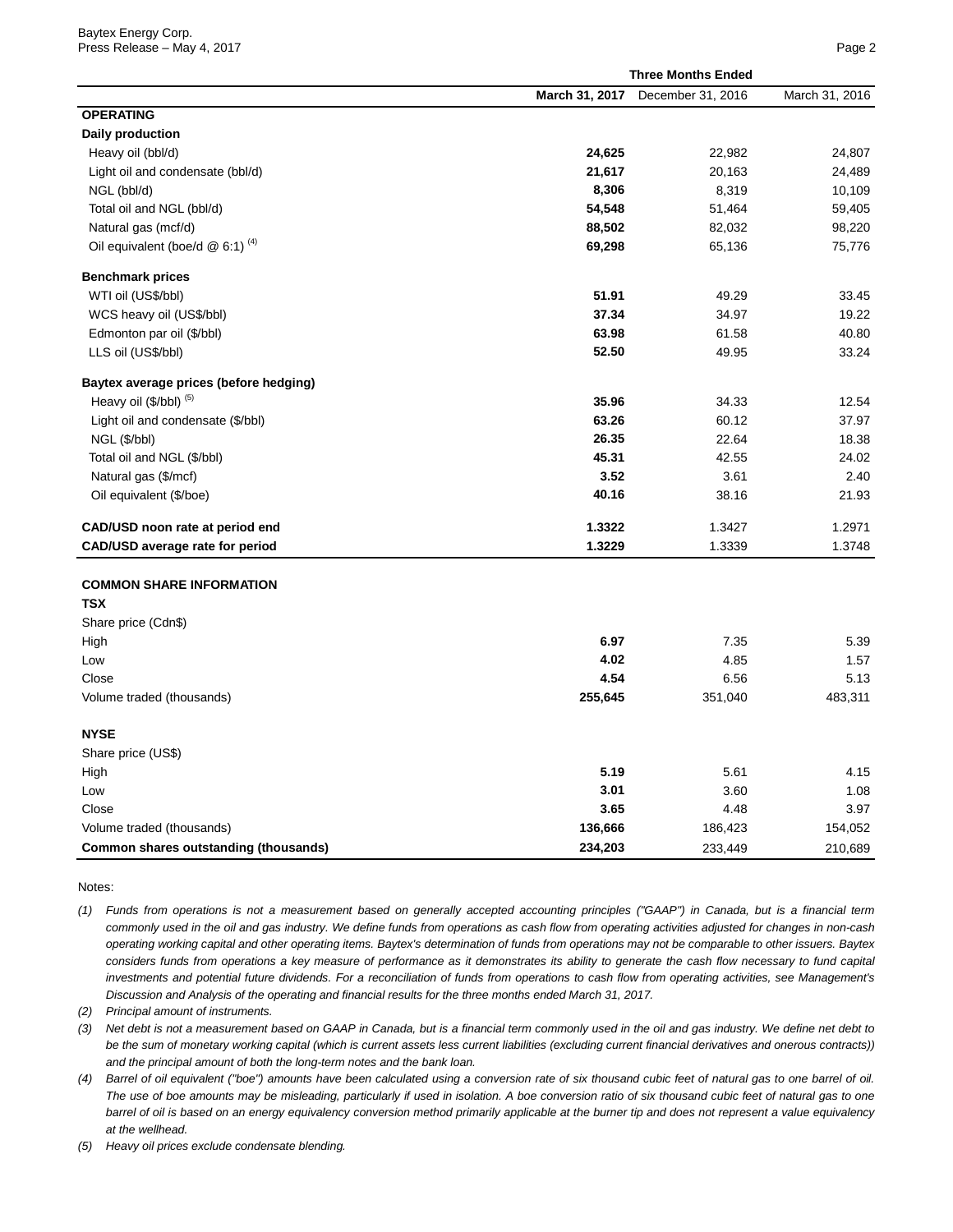| | Three Months Ended | | |
|---|---|---|---|
| | **March 31, 2017** | December 31, 2016 | March 31, 2016 |
| **OPERATING** | | | |
| **Daily production** | | | |
| Heavy oil (bbl/d) | **24,625** | 22,982 | 24,807 |
| Light oil and condensate (bbl/d) | **21,617** | 20,163 | 24,489 |
| NGL (bbl/d) | **8,306** | 8,319 | 10,109 |
| Total oil and NGL (bbl/d) | **54,548** | 51,464 | 59,405 |
| Natural gas (mcf/d) | **88,502** | 82,032 | 98,220 |
| Oil equivalent (boe/d @ 6:1) (4) | **69,298** | 65,136 | 75,776 |
| **Benchmark prices** | | | |
| WTI oil (US$/bbl) | **51.91** | 49.29 | 33.45 |
| WCS heavy oil (US$/bbl) | **37.34** | 34.97 | 19.22 |
| Edmonton par oil ($/bbl) | **63.98** | 61.58 | 40.80 |
| LLS oil (US$/bbl) | **52.50** | 49.95 | 33.24 |
| **Baytex average prices (before hedging)** | | | |
| Heavy oil ($/bbl) (5) | **35.96** | 34.33 | 12.54 |
| Light oil and condensate ($/bbl) | **63.26** | 60.12 | 37.97 |
| NGL ($/bbl) | **26.35** | 22.64 | 18.38 |
| Total oil and NGL ($/bbl) | **45.31** | 42.55 | 24.02 |
| Natural gas ($/mcf) | **3.52** | 3.61 | 2.40 |
| Oil equivalent ($/boe) | **40.16** | 38.16 | 21.93 |
| **CAD/USD noon rate at period end** | **1.3322** | 1.3427 | 1.2971 |
| **CAD/USD average rate for period** | **1.3229** | 1.3339 | 1.3748 |
| **COMMON SHARE INFORMATION** | | | |
| **TSX** | | | |
| Share price (Cdn$) | | | |
| High | **6.97** | 7.35 | 5.39 |
| Low | **4.02** | 4.85 | 1.57 |
| Close | **4.54** | 6.56 | 5.13 |
| Volume traded (thousands) | **255,645** | 351,040 | 483,311 |
| **NYSE** | | | |
| Share price (US$) | | | |
| High | **5.19** | 5.61 | 4.15 |
| Low | **3.01** | 3.60 | 1.08 |
| Close | **3.65** | 4.48 | 3.97 |
| Volume traded (thousands) | **136,666** | 186,423 | 154,052 |
| **Common shares outstanding (thousands)** | **234,203** | 233,449 | 210,689 |

Notes:

*(1) Funds from operations is not a measurement based on generally accepted accounting principles ("GAAP") in Canada, but is a financial term commonly used in the oil and gas industry. We define funds from operations as cash flow from operating activities adjusted for changes in non-cash operating working capital and other operating items. Baytex's determination of funds from operations may not be comparable to other issuers. Baytex considers funds from operations a key measure of performance as it demonstrates its ability to generate the cash flow necessary to fund capital investments and potential future dividends. For a reconciliation of funds from operations to cash flow from operating activities, see Management's Discussion and Analysis of the operating and financial results for the three months ended March 31, 2017.*

*(2) Principal amount of instruments.*

*(3) Net debt is not a measurement based on GAAP in Canada, but is a financial term commonly used in the oil and gas industry. We define net debt to be the sum of monetary working capital (which is current assets less current liabilities (excluding current financial derivatives and onerous contracts)) and the principal amount of both the long-term notes and the bank loan.*

*(4) Barrel of oil equivalent ("boe") amounts have been calculated using a conversion rate of six thousand cubic feet of natural gas to one barrel of oil. The use of boe amounts may be misleading, particularly if used in isolation. A boe conversion ratio of six thousand cubic feet of natural gas to one barrel of oil is based on an energy equivalency conversion method primarily applicable at the burner tip and does not represent a value equivalency at the wellhead.*

*(5) Heavy oil prices exclude condensate blending.*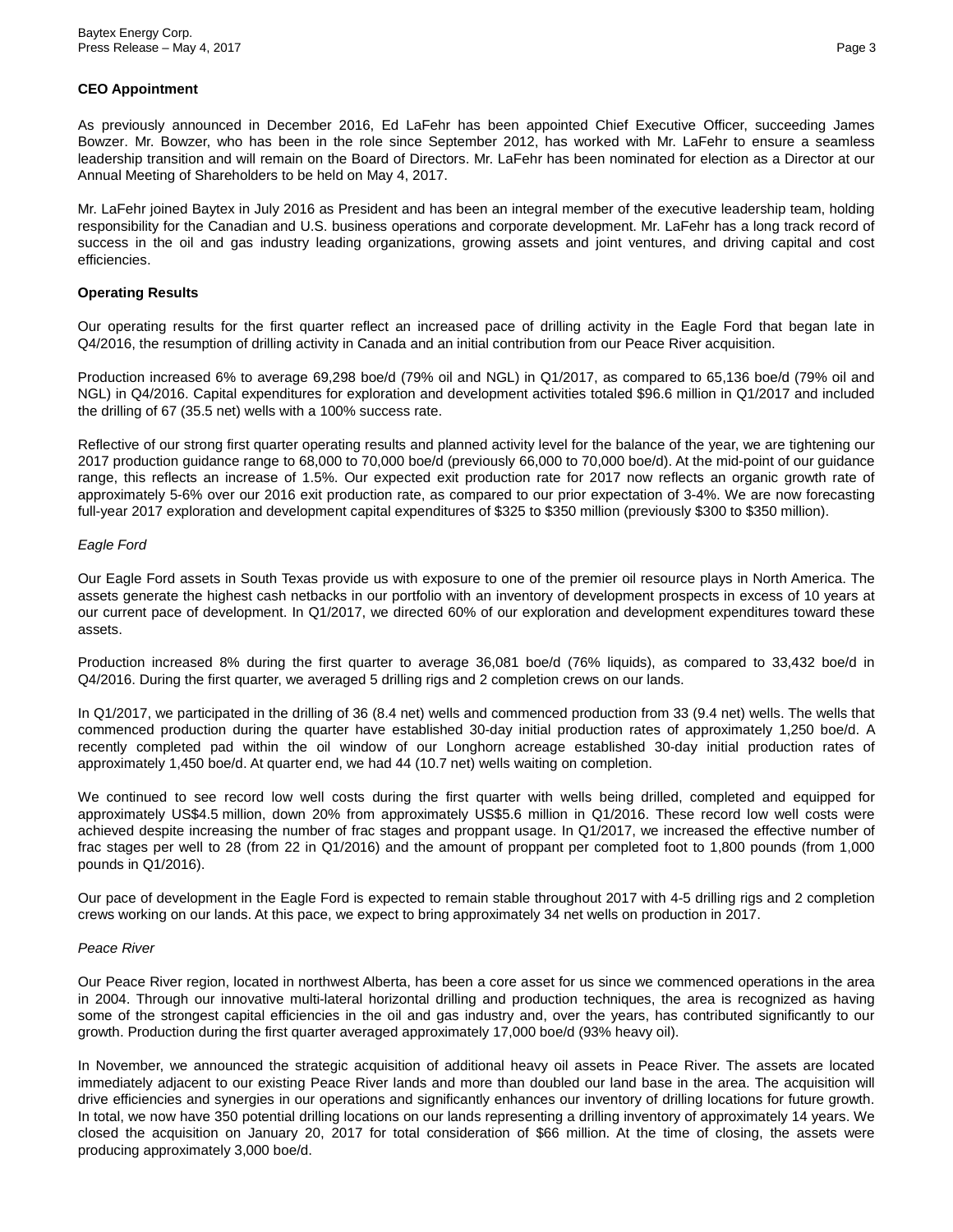**CEO Appointment**

As previously announced in December 2016, Ed LaFehr has been appointed Chief Executive Officer, succeeding James Bowzer. Mr. Bowzer, who has been in the role since September 2012, has worked with Mr. LaFehr to ensure a seamless leadership transition and will remain on the Board of Directors. Mr. LaFehr has been nominated for election as a Director at our Annual Meeting of Shareholders to be held on May 4, 2017.

Mr. LaFehr joined Baytex in July 2016 as President and has been an integral member of the executive leadership team, holding responsibility for the Canadian and U.S. business operations and corporate development. Mr. LaFehr has a long track record of success in the oil and gas industry leading organizations, growing assets and joint ventures, and driving capital and cost efficiencies.

**Operating Results**

Our operating results for the first quarter reflect an increased pace of drilling activity in the Eagle Ford that began late in Q4/2016, the resumption of drilling activity in Canada and an initial contribution from our Peace River acquisition.

Production increased 6% to average 69,298 boe/d (79% oil and NGL) in Q1/2017, as compared to 65,136 boe/d (79% oil and NGL) in Q4/2016. Capital expenditures for exploration and development activities totaled $96.6 million in Q1/2017 and included the drilling of 67 (35.5 net) wells with a 100% success rate.

Reflective of our strong first quarter operating results and planned activity level for the balance of the year, we are tightening our 2017 production guidance range to 68,000 to 70,000 boe/d (previously 66,000 to 70,000 boe/d). At the mid-point of our guidance range, this reflects an increase of 1.5%. Our expected exit production rate for 2017 now reflects an organic growth rate of approximately 5-6% over our 2016 exit production rate, as compared to our prior expectation of 3-4%. We are now forecasting full-year 2017 exploration and development capital expenditures of $325 to $350 million (previously $300 to $350 million).

*Eagle Ford*

Our Eagle Ford assets in South Texas provide us with exposure to one of the premier oil resource plays in North America. The assets generate the highest cash netbacks in our portfolio with an inventory of development prospects in excess of 10 years at our current pace of development. In Q1/2017, we directed 60% of our exploration and development expenditures toward these assets.

Production increased 8% during the first quarter to average 36,081 boe/d (76% liquids), as compared to 33,432 boe/d in Q4/2016. During the first quarter, we averaged 5 drilling rigs and 2 completion crews on our lands.

In Q1/2017, we participated in the drilling of 36 (8.4 net) wells and commenced production from 33 (9.4 net) wells. The wells that commenced production during the quarter have established 30-day initial production rates of approximately 1,250 boe/d. A recently completed pad within the oil window of our Longhorn acreage established 30-day initial production rates of approximately 1,450 boe/d. At quarter end, we had 44 (10.7 net) wells waiting on completion.

We continued to see record low well costs during the first quarter with wells being drilled, completed and equipped for approximately US$4.5 million, down 20% from approximately US$5.6 million in Q1/2016. These record low well costs were achieved despite increasing the number of frac stages and proppant usage. In Q1/2017, we increased the effective number of frac stages per well to 28 (from 22 in Q1/2016) and the amount of proppant per completed foot to 1,800 pounds (from 1,000 pounds in Q1/2016).

Our pace of development in the Eagle Ford is expected to remain stable throughout 2017 with 4-5 drilling rigs and 2 completion crews working on our lands. At this pace, we expect to bring approximately 34 net wells on production in 2017.

*Peace River*

Our Peace River region, located in northwest Alberta, has been a core asset for us since we commenced operations in the area in 2004. Through our innovative multi-lateral horizontal drilling and production techniques, the area is recognized as having some of the strongest capital efficiencies in the oil and gas industry and, over the years, has contributed significantly to our growth. Production during the first quarter averaged approximately 17,000 boe/d (93% heavy oil).

In November, we announced the strategic acquisition of additional heavy oil assets in Peace River. The assets are located immediately adjacent to our existing Peace River lands and more than doubled our land base in the area. The acquisition will drive efficiencies and synergies in our operations and significantly enhances our inventory of drilling locations for future growth. In total, we now have 350 potential drilling locations on our lands representing a drilling inventory of approximately 14 years. We closed the acquisition on January 20, 2017 for total consideration of $66 million. At the time of closing, the assets were producing approximately 3,000 boe/d.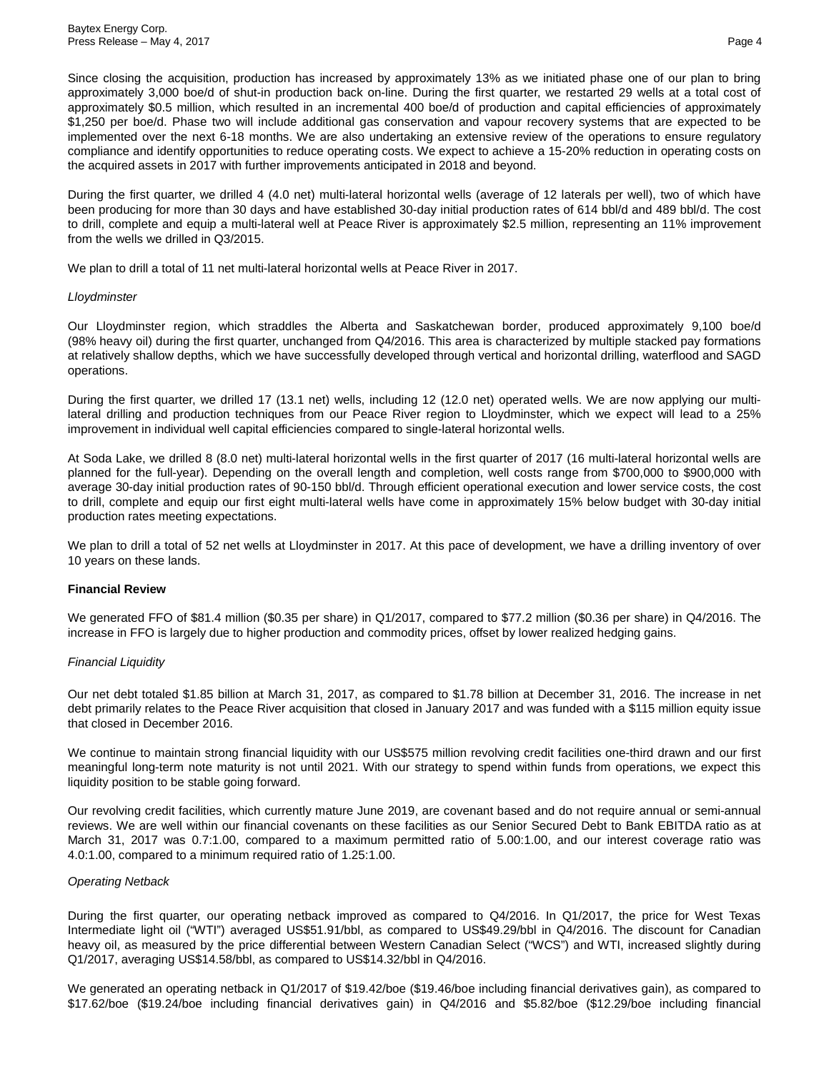Since closing the acquisition, production has increased by approximately 13% as we initiated phase one of our plan to bring approximately 3,000 boe/d of shut-in production back on-line. During the first quarter, we restarted 29 wells at a total cost of approximately $0.5 million, which resulted in an incremental 400 boe/d of production and capital efficiencies of approximately $1,250 per boe/d. Phase two will include additional gas conservation and vapour recovery systems that are expected to be implemented over the next 6-18 months. We are also undertaking an extensive review of the operations to ensure regulatory compliance and identify opportunities to reduce operating costs. We expect to achieve a 15-20% reduction in operating costs on the acquired assets in 2017 with further improvements anticipated in 2018 and beyond.

During the first quarter, we drilled 4 (4.0 net) multi-lateral horizontal wells (average of 12 laterals per well), two of which have been producing for more than 30 days and have established 30-day initial production rates of 614 bbl/d and 489 bbl/d. The cost to drill, complete and equip a multi-lateral well at Peace River is approximately $2.5 million, representing an 11% improvement from the wells we drilled in Q3/2015.

We plan to drill a total of 11 net multi-lateral horizontal wells at Peace River in 2017.

*Lloydminster*

Our Lloydminster region, which straddles the Alberta and Saskatchewan border, produced approximately 9,100 boe/d (98% heavy oil) during the first quarter, unchanged from Q4/2016. This area is characterized by multiple stacked pay formations at relatively shallow depths, which we have successfully developed through vertical and horizontal drilling, waterflood and SAGD operations.

During the first quarter, we drilled 17 (13.1 net) wells, including 12 (12.0 net) operated wells. We are now applying our multi-lateral drilling and production techniques from our Peace River region to Lloydminster, which we expect will lead to a 25% improvement in individual well capital efficiencies compared to single-lateral horizontal wells.

At Soda Lake, we drilled 8 (8.0 net) multi-lateral horizontal wells in the first quarter of 2017 (16 multi-lateral horizontal wells are planned for the full-year). Depending on the overall length and completion, well costs range from $700,000 to $900,000 with average 30-day initial production rates of 90-150 bbl/d. Through efficient operational execution and lower service costs, the cost to drill, complete and equip our first eight multi-lateral wells have come in approximately 15% below budget with 30-day initial production rates meeting expectations.

We plan to drill a total of 52 net wells at Lloydminster in 2017. At this pace of development, we have a drilling inventory of over 10 years on these lands.

**Financial Review**

We generated FFO of $81.4 million ($0.35 per share) in Q1/2017, compared to $77.2 million ($0.36 per share) in Q4/2016. The increase in FFO is largely due to higher production and commodity prices, offset by lower realized hedging gains.

*Financial Liquidity*

Our net debt totaled $1.85 billion at March 31, 2017, as compared to $1.78 billion at December 31, 2016. The increase in net debt primarily relates to the Peace River acquisition that closed in January 2017 and was funded with a $115 million equity issue that closed in December 2016.

We continue to maintain strong financial liquidity with our US$575 million revolving credit facilities one-third drawn and our first meaningful long-term note maturity is not until 2021. With our strategy to spend within funds from operations, we expect this liquidity position to be stable going forward.

Our revolving credit facilities, which currently mature June 2019, are covenant based and do not require annual or semi-annual reviews. We are well within our financial covenants on these facilities as our Senior Secured Debt to Bank EBITDA ratio as at March 31, 2017 was 0.7:1.00, compared to a maximum permitted ratio of 5.00:1.00, and our interest coverage ratio was 4.0:1.00, compared to a minimum required ratio of 1.25:1.00.

*Operating Netback*

During the first quarter, our operating netback improved as compared to Q4/2016. In Q1/2017, the price for West Texas Intermediate light oil ("WTI") averaged US$51.91/bbl, as compared to US$49.29/bbl in Q4/2016. The discount for Canadian heavy oil, as measured by the price differential between Western Canadian Select ("WCS") and WTI, increased slightly during Q1/2017, averaging US$14.58/bbl, as compared to US$14.32/bbl in Q4/2016.

We generated an operating netback in Q1/2017 of $19.42/boe ($19.46/boe including financial derivatives gain), as compared to $17.62/boe ($19.24/boe including financial derivatives gain) in Q4/2016 and $5.82/boe ($12.29/boe including financial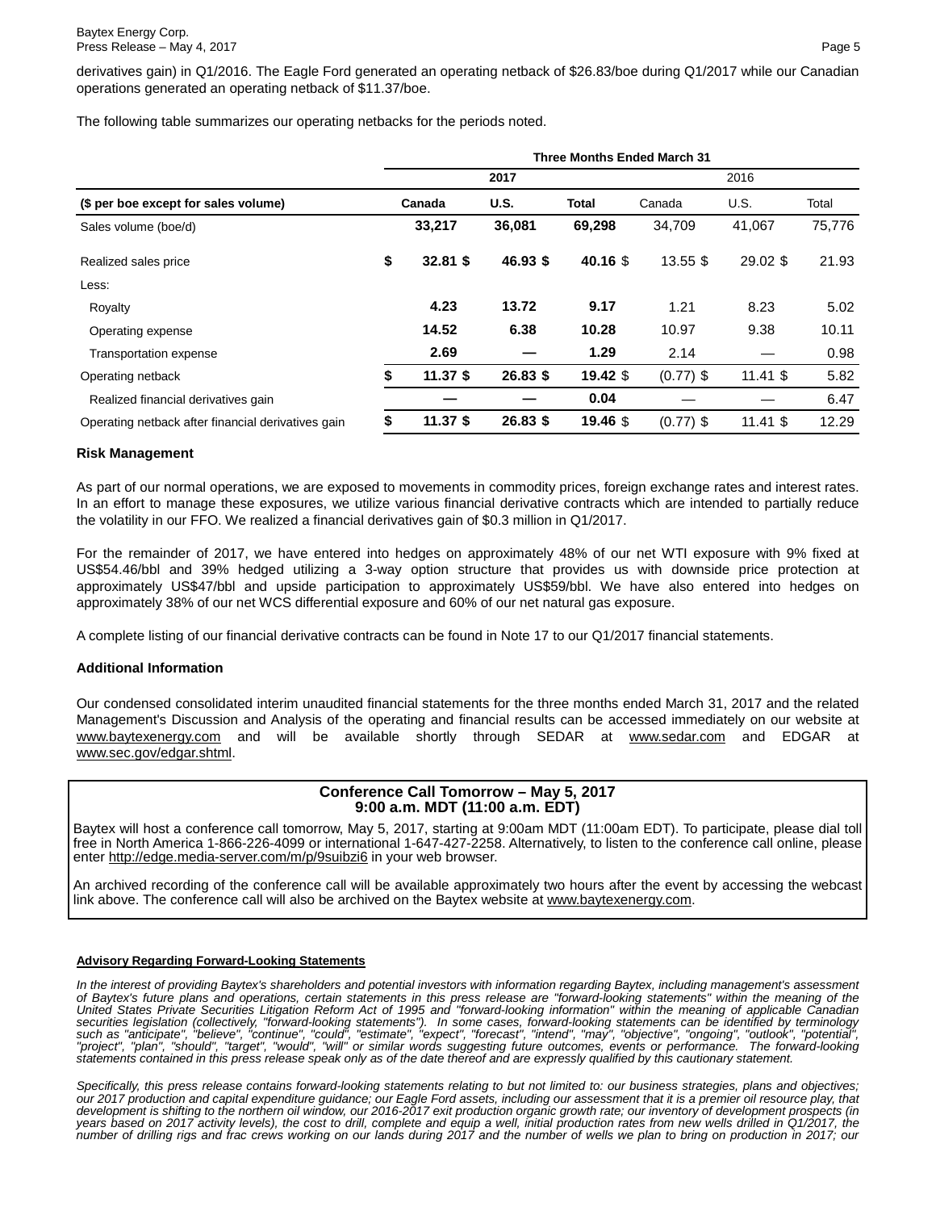derivatives gain) in Q1/2016. The Eagle Ford generated an operating netback of $26.83/boe during Q1/2017 while our Canadian operations generated an operating netback of $11.37/boe.

The following table summarizes our operating netbacks for the periods noted.

| | **Three Months Ended March 31** | | | | | |
|---|---|---|---|---|---|---|
| | **2017** | | | 2016 | | |
| **($ per boe except for sales volume)** | **Canada** | **U.S.** | **Total** | Canada | U.S. | Total |
| Sales volume (boe/d) | **33,217** | **36,081** | **69,298** | 34,709 | 41,067 | 75,776 |
| Realized sales price | **$ 32.81** | **$ 46.93** | **$ 40.16** | $ 13.55 | $ 29.02 | $ 21.93 |
| Less: | | | | | | |
| Royalty | **4.23** | **13.72** | **9.17** | 1.21 | 8.23 | 5.02 |
| Operating expense | **14.52** | **6.38** | **10.28** | 10.97 | 9.38 | 10.11 |
| Transportation expense | **2.69** | **—** | **1.29** | 2.14 | — | 0.98 |
| Operating netback | **$ 11.37** | **$ 26.83** | **$ 19.42** | $ (0.77) | $ 11.41 | $ 5.82 |
| Realized financial derivatives gain | **—** | **—** | **0.04** | — | — | 6.47 |
| Operating netback after financial derivatives gain | **$ 11.37** | **$ 26.83** | **$ 19.46** | $ (0.77) | $ 11.41 | $ 12.29 |

### Risk Management

As part of our normal operations, we are exposed to movements in commodity prices, foreign exchange rates and interest rates. In an effort to manage these exposures, we utilize various financial derivative contracts which are intended to partially reduce the volatility in our FFO. We realized a financial derivatives gain of $0.3 million in Q1/2017.

For the remainder of 2017, we have entered into hedges on approximately 48% of our net WTI exposure with 9% fixed at US$54.46/bbl and 39% hedged utilizing a 3-way option structure that provides us with downside price protection at approximately US$47/bbl and upside participation to approximately US$59/bbl. We have also entered into hedges on approximately 38% of our net WCS differential exposure and 60% of our net natural gas exposure.

A complete listing of our financial derivative contracts can be found in Note 17 to our Q1/2017 financial statements.

### Additional Information

Our condensed consolidated interim unaudited financial statements for the three months ended March 31, 2017 and the related Management's Discussion and Analysis of the operating and financial results can be accessed immediately on our website at www.baytexenergy.com and will be available shortly through SEDAR at www.sedar.com and EDGAR at www.sec.gov/edgar.shtml.

**Conference Call Tomorrow – May 5, 2017**
**9:00 a.m. MDT (11:00 a.m. EDT)**

Baytex will host a conference call tomorrow, May 5, 2017, starting at 9:00am MDT (11:00am EDT). To participate, please dial toll free in North America 1-866-226-4099 or international 1-647-427-2258. Alternatively, to listen to the conference call online, please enter http://edge.media-server.com/m/p/9suibzi6 in your web browser.

An archived recording of the conference call will be available approximately two hours after the event by accessing the webcast link above. The conference call will also be archived on the Baytex website at www.baytexenergy.com.

**Advisory Regarding Forward-Looking Statements**

*In the interest of providing Baytex's shareholders and potential investors with information regarding Baytex, including management's assessment of Baytex's future plans and operations, certain statements in this press release are "forward-looking statements" within the meaning of the United States Private Securities Litigation Reform Act of 1995 and "forward-looking information" within the meaning of applicable Canadian securities legislation (collectively, "forward-looking statements"). In some cases, forward-looking statements can be identified by terminology such as "anticipate", "believe", "continue", "could", "estimate", "expect", "forecast", "intend", "may", "objective", "ongoing", "outlook", "potential", "project", "plan", "should", "target", "would", "will" or similar words suggesting future outcomes, events or performance. The forward-looking statements contained in this press release speak only as of the date thereof and are expressly qualified by this cautionary statement.*

*Specifically, this press release contains forward-looking statements relating to but not limited to: our business strategies, plans and objectives; our 2017 production and capital expenditure guidance; our Eagle Ford assets, including our assessment that it is a premier oil resource play, that development is shifting to the northern oil window, our 2016-2017 exit production organic growth rate; our inventory of development prospects (in years based on 2017 activity levels), the cost to drill, complete and equip a well, initial production rates from new wells drilled in Q1/2017, the number of drilling rigs and frac crews working on our lands during 2017 and the number of wells we plan to bring on production in 2017; our*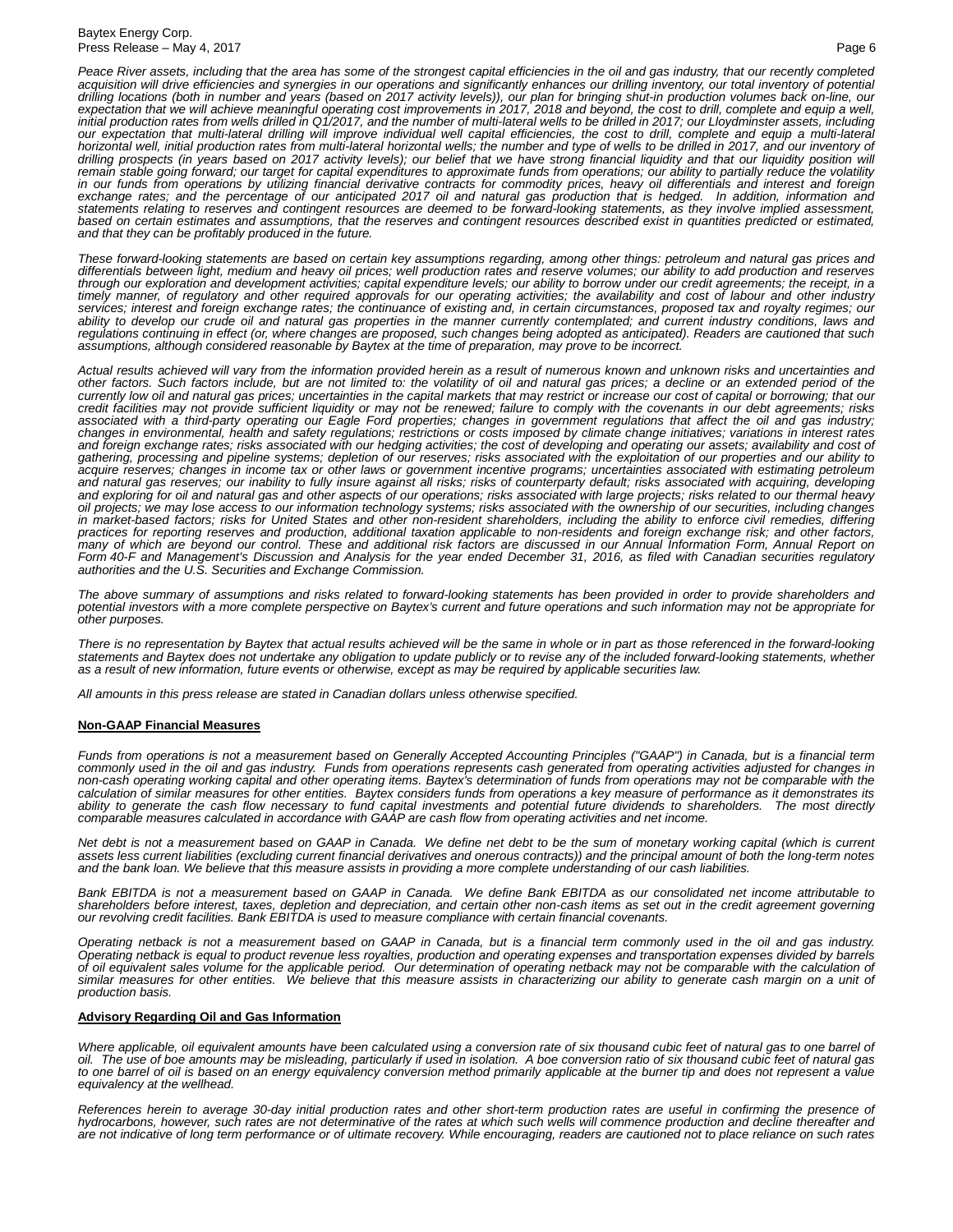*Peace River assets, including that the area has some of the strongest capital efficiencies in the oil and gas industry, that our recently completed acquisition will drive efficiencies and synergies in our operations and significantly enhances our drilling inventory, our total inventory of potential drilling locations (both in number and years (based on 2017 activity levels)), our plan for bringing shut-in production volumes back on-line, our expectation that we will achieve meaningful operating cost improvements in 2017, 2018 and beyond, the cost to drill, complete and equip a well, initial production rates from wells drilled in Q1/2017, and the number of multi-lateral wells to be drilled in 2017; our Lloydminster assets, including our expectation that multi-lateral drilling will improve individual well capital efficiencies, the cost to drill, complete and equip a multi-lateral horizontal well, initial production rates from multi-lateral horizontal wells; the number and type of wells to be drilled in 2017, and our inventory of drilling prospects (in years based on 2017 activity levels); our belief that we have strong financial liquidity and that our liquidity position will remain stable going forward; our target for capital expenditures to approximate funds from operations; our ability to partially reduce the volatility in our funds from operations by utilizing financial derivative contracts for commodity prices, heavy oil differentials and interest and foreign exchange rates; and the percentage of our anticipated 2017 oil and natural gas production that is hedged. In addition, information and statements relating to reserves and contingent resources are deemed to be forward-looking statements, as they involve implied assessment, based on certain estimates and assumptions, that the reserves and contingent resources described exist in quantities predicted or estimated, and that they can be profitably produced in the future.*

*These forward-looking statements are based on certain key assumptions regarding, among other things: petroleum and natural gas prices and differentials between light, medium and heavy oil prices; well production rates and reserve volumes; our ability to add production and reserves through our exploration and development activities; capital expenditure levels; our ability to borrow under our credit agreements; the receipt, in a timely manner, of regulatory and other required approvals for our operating activities; the availability and cost of labour and other industry services; interest and foreign exchange rates; the continuance of existing and, in certain circumstances, proposed tax and royalty regimes; our ability to develop our crude oil and natural gas properties in the manner currently contemplated; and current industry conditions, laws and regulations continuing in effect (or, where changes are proposed, such changes being adopted as anticipated). Readers are cautioned that such assumptions, although considered reasonable by Baytex at the time of preparation, may prove to be incorrect.*

*Actual results achieved will vary from the information provided herein as a result of numerous known and unknown risks and uncertainties and other factors. Such factors include, but are not limited to: the volatility of oil and natural gas prices; a decline or an extended period of the currently low oil and natural gas prices; uncertainties in the capital markets that may restrict or increase our cost of capital or borrowing; that our credit facilities may not provide sufficient liquidity or may not be renewed; failure to comply with the covenants in our debt agreements; risks associated with a third-party operating our Eagle Ford properties; changes in government regulations that affect the oil and gas industry; changes in environmental, health and safety regulations; restrictions or costs imposed by climate change initiatives; variations in interest rates and foreign exchange rates; risks associated with our hedging activities; the cost of developing and operating our assets; availability and cost of gathering, processing and pipeline systems; depletion of our reserves; risks associated with the exploitation of our properties and our ability to acquire reserves; changes in income tax or other laws or government incentive programs; uncertainties associated with estimating petroleum and natural gas reserves; our inability to fully insure against all risks; risks of counterparty default; risks associated with acquiring, developing and exploring for oil and natural gas and other aspects of our operations; risks associated with large projects; risks related to our thermal heavy oil projects; we may lose access to our information technology systems; risks associated with the ownership of our securities, including changes in market-based factors; risks for United States and other non-resident shareholders, including the ability to enforce civil remedies, differing practices for reporting reserves and production, additional taxation applicable to non-residents and foreign exchange risk; and other factors, many of which are beyond our control. These and additional risk factors are discussed in our Annual Information Form, Annual Report on Form 40-F and Management's Discussion and Analysis for the year ended December 31, 2016, as filed with Canadian securities regulatory authorities and the U.S. Securities and Exchange Commission.*

*The above summary of assumptions and risks related to forward-looking statements has been provided in order to provide shareholders and potential investors with a more complete perspective on Baytex's current and future operations and such information may not be appropriate for other purposes.*

*There is no representation by Baytex that actual results achieved will be the same in whole or in part as those referenced in the forward-looking statements and Baytex does not undertake any obligation to update publicly or to revise any of the included forward-looking statements, whether as a result of new information, future events or otherwise, except as may be required by applicable securities law.*

*All amounts in this press release are stated in Canadian dollars unless otherwise specified.*

**Non-GAAP Financial Measures**

*Funds from operations is not a measurement based on Generally Accepted Accounting Principles ("GAAP") in Canada, but is a financial term commonly used in the oil and gas industry. Funds from operations represents cash generated from operating activities adjusted for changes in non-cash operating working capital and other operating items. Baytex's determination of funds from operations may not be comparable with the calculation of similar measures for other entities. Baytex considers funds from operations a key measure of performance as it demonstrates its ability to generate the cash flow necessary to fund capital investments and potential future dividends to shareholders. The most directly comparable measures calculated in accordance with GAAP are cash flow from operating activities and net income.*

*Net debt is not a measurement based on GAAP in Canada. We define net debt to be the sum of monetary working capital (which is current assets less current liabilities (excluding current financial derivatives and onerous contracts)) and the principal amount of both the long-term notes and the bank loan. We believe that this measure assists in providing a more complete understanding of our cash liabilities.*

*Bank EBITDA is not a measurement based on GAAP in Canada. We define Bank EBITDA as our consolidated net income attributable to shareholders before interest, taxes, depletion and depreciation, and certain other non-cash items as set out in the credit agreement governing our revolving credit facilities. Bank EBITDA is used to measure compliance with certain financial covenants.*

*Operating netback is not a measurement based on GAAP in Canada, but is a financial term commonly used in the oil and gas industry. Operating netback is equal to product revenue less royalties, production and operating expenses and transportation expenses divided by barrels of oil equivalent sales volume for the applicable period. Our determination of operating netback may not be comparable with the calculation of similar measures for other entities. We believe that this measure assists in characterizing our ability to generate cash margin on a unit of production basis.*

**Advisory Regarding Oil and Gas Information**

*Where applicable, oil equivalent amounts have been calculated using a conversion rate of six thousand cubic feet of natural gas to one barrel of oil. The use of boe amounts may be misleading, particularly if used in isolation. A boe conversion ratio of six thousand cubic feet of natural gas to one barrel of oil is based on an energy equivalency conversion method primarily applicable at the burner tip and does not represent a value equivalency at the wellhead.*

*References herein to average 30-day initial production rates and other short-term production rates are useful in confirming the presence of hydrocarbons, however, such rates are not determinative of the rates at which such wells will commence production and decline thereafter and are not indicative of long term performance or of ultimate recovery. While encouraging, readers are cautioned not to place reliance on such rates*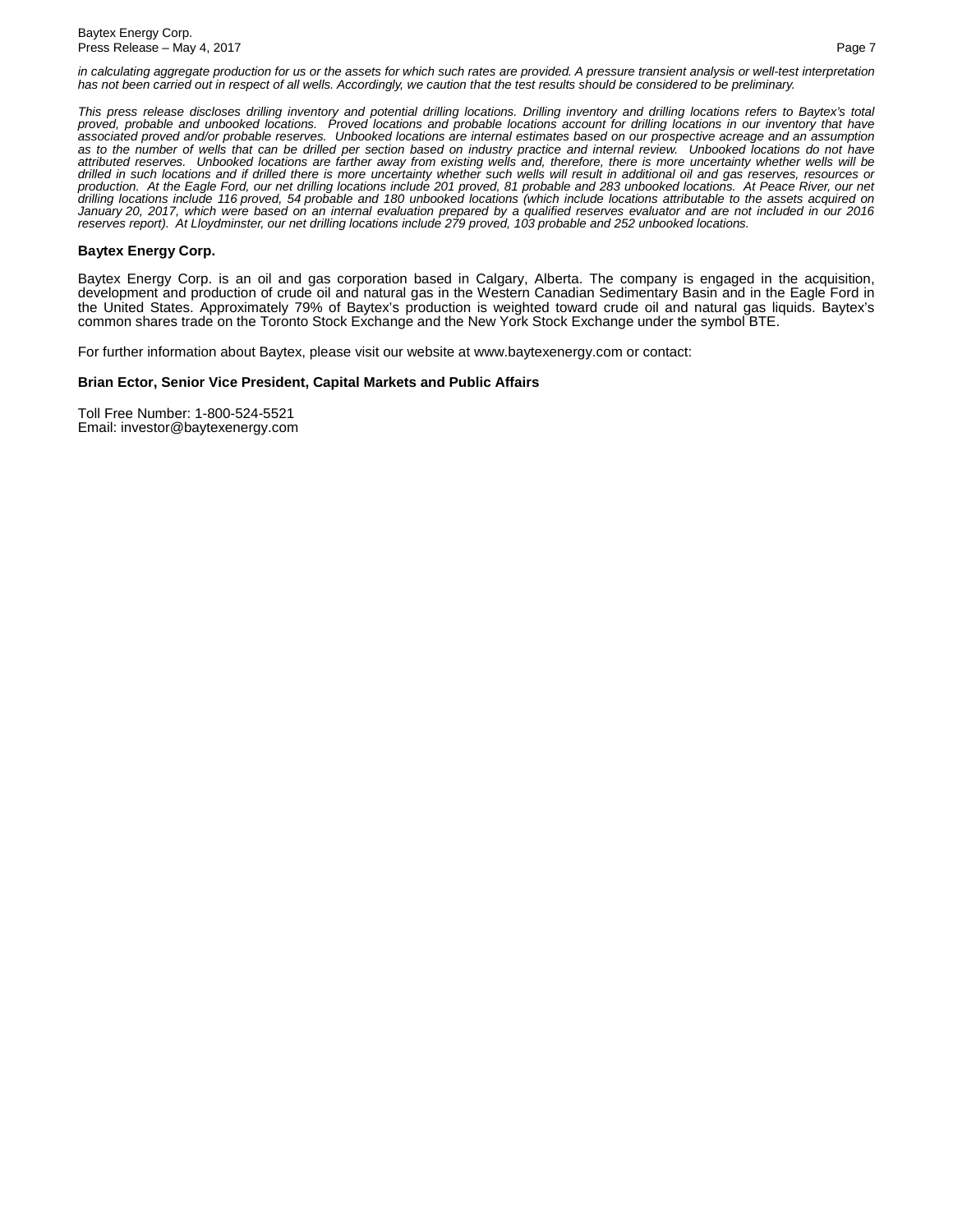*in calculating aggregate production for us or the assets for which such rates are provided. A pressure transient analysis or well-test interpretation has not been carried out in respect of all wells. Accordingly, we caution that the test results should be considered to be preliminary.*

*This press release discloses drilling inventory and potential drilling locations. Drilling inventory and drilling locations refers to Baytex's total proved, probable and unbooked locations. Proved locations and probable locations account for drilling locations in our inventory that have associated proved and/or probable reserves. Unbooked locations are internal estimates based on our prospective acreage and an assumption as to the number of wells that can be drilled per section based on industry practice and internal review. Unbooked locations do not have attributed reserves. Unbooked locations are farther away from existing wells and, therefore, there is more uncertainty whether wells will be drilled in such locations and if drilled there is more uncertainty whether such wells will result in additional oil and gas reserves, resources or production. At the Eagle Ford, our net drilling locations include 201 proved, 81 probable and 283 unbooked locations. At Peace River, our net drilling locations include 116 proved, 54 probable and 180 unbooked locations (which include locations attributable to the assets acquired on January 20, 2017, which were based on an internal evaluation prepared by a qualified reserves evaluator and are not included in our 2016 reserves report). At Lloydminster, our net drilling locations include 279 proved, 103 probable and 252 unbooked locations.*

**Baytex Energy Corp.**

Baytex Energy Corp. is an oil and gas corporation based in Calgary, Alberta. The company is engaged in the acquisition, development and production of crude oil and natural gas in the Western Canadian Sedimentary Basin and in the Eagle Ford in the United States. Approximately 79% of Baytex's production is weighted toward crude oil and natural gas liquids. Baytex's common shares trade on the Toronto Stock Exchange and the New York Stock Exchange under the symbol BTE.

For further information about Baytex, please visit our website at www.baytexenergy.com or contact:

**Brian Ector, Senior Vice President, Capital Markets and Public Affairs**

Toll Free Number: 1-800-524-5521
Email: investor@baytexenergy.com